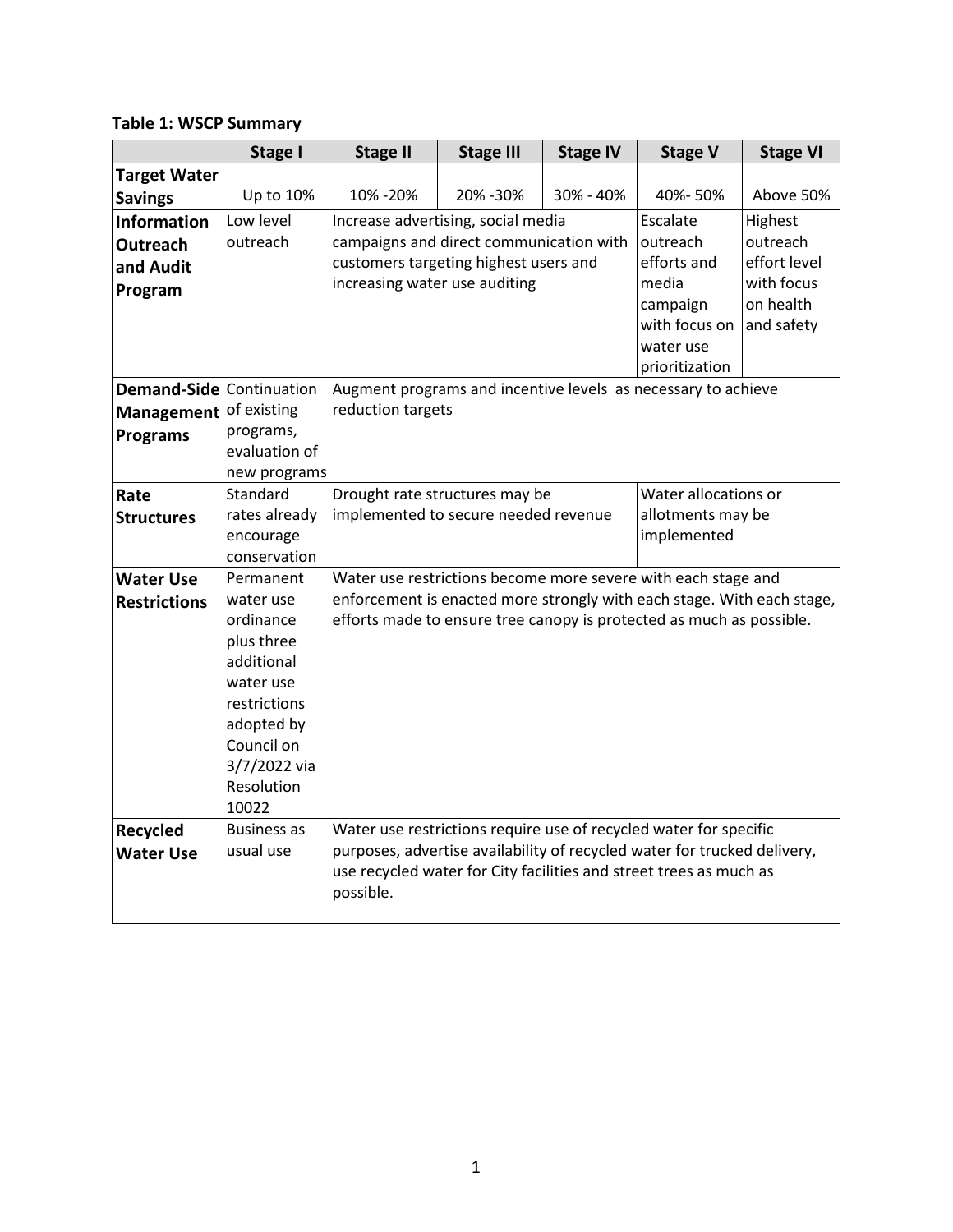**Table 1: WSCP Summary**

| | Stage I | Stage II | Stage III | Stage IV | Stage V | Stage VI |
|---|---|---|---|---|---|---|
| **Target Water Savings** | Up to 10% | 10% -20% | 20% -30% | 30% - 40% | 40%- 50% | Above 50% |
| **Information Outreach and Audit Program** | Low level outreach | Increase advertising, social media campaigns and direct communication with customers targeting highest users and increasing water use auditing | | | Escalate outreach efforts and media campaign with focus on water use prioritization | Highest outreach effort level with focus on health and safety |
| **Demand-Side Management Programs** | Continuation of existing programs, evaluation of new programs | Augment programs and incentive levels as necessary to achieve reduction targets | | | | |
| **Rate Structures** | Standard rates already encourage conservation | Drought rate structures may be implemented to secure needed revenue | | | Water allocations or allotments may be implemented | |
| **Water Use Restrictions** | Permanent water use ordinance plus three additional water use restrictions adopted by Council on 3/7/2022 via Resolution 10022 | Water use restrictions become more severe with each stage and enforcement is enacted more strongly with each stage. With each stage, efforts made to ensure tree canopy is protected as much as possible. | | | | |
| **Recycled Water Use** | Business as usual use | Water use restrictions require use of recycled water for specific purposes, advertise availability of recycled water for trucked delivery, use recycled water for City facilities and street trees as much as possible. | | | | |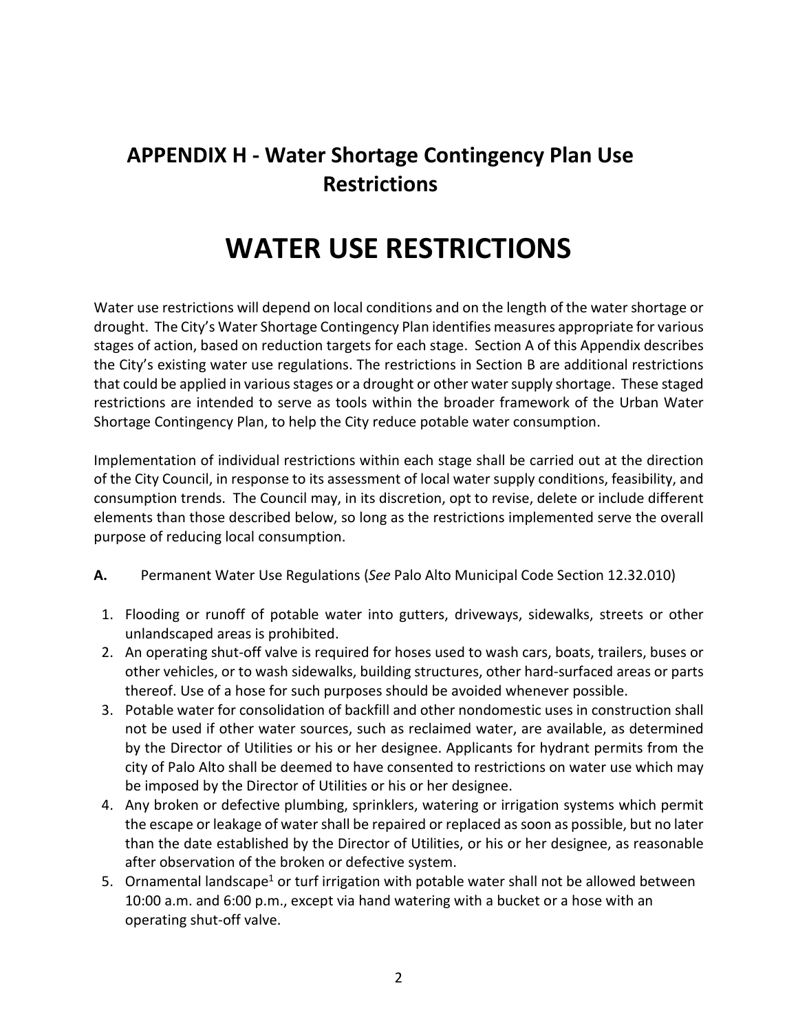## APPENDIX H - Water Shortage Contingency Plan Use Restrictions

# WATER USE RESTRICTIONS

Water use restrictions will depend on local conditions and on the length of the water shortage or drought. The City's Water Shortage Contingency Plan identifies measures appropriate for various stages of action, based on reduction targets for each stage. Section A of this Appendix describes the City's existing water use regulations. The restrictions in Section B are additional restrictions that could be applied in various stages or a drought or other water supply shortage. These staged restrictions are intended to serve as tools within the broader framework of the Urban Water Shortage Contingency Plan, to help the City reduce potable water consumption.

Implementation of individual restrictions within each stage shall be carried out at the direction of the City Council, in response to its assessment of local water supply conditions, feasibility, and consumption trends. The Council may, in its discretion, opt to revise, delete or include different elements than those described below, so long as the restrictions implemented serve the overall purpose of reducing local consumption.

**A.** Permanent Water Use Regulations (*See* Palo Alto Municipal Code Section 12.32.010)

1. Flooding or runoff of potable water into gutters, driveways, sidewalks, streets or other unlandscaped areas is prohibited.
2. An operating shut-off valve is required for hoses used to wash cars, boats, trailers, buses or other vehicles, or to wash sidewalks, building structures, other hard-surfaced areas or parts thereof. Use of a hose for such purposes should be avoided whenever possible.
3. Potable water for consolidation of backfill and other nondomestic uses in construction shall not be used if other water sources, such as reclaimed water, are available, as determined by the Director of Utilities or his or her designee. Applicants for hydrant permits from the city of Palo Alto shall be deemed to have consented to restrictions on water use which may be imposed by the Director of Utilities or his or her designee.
4. Any broken or defective plumbing, sprinklers, watering or irrigation systems which permit the escape or leakage of water shall be repaired or replaced as soon as possible, but no later than the date established by the Director of Utilities, or his or her designee, as reasonable after observation of the broken or defective system.
5. Ornamental landscape[1] or turf irrigation with potable water shall not be allowed between 10:00 a.m. and 6:00 p.m., except via hand watering with a bucket or a hose with an operating shut-off valve.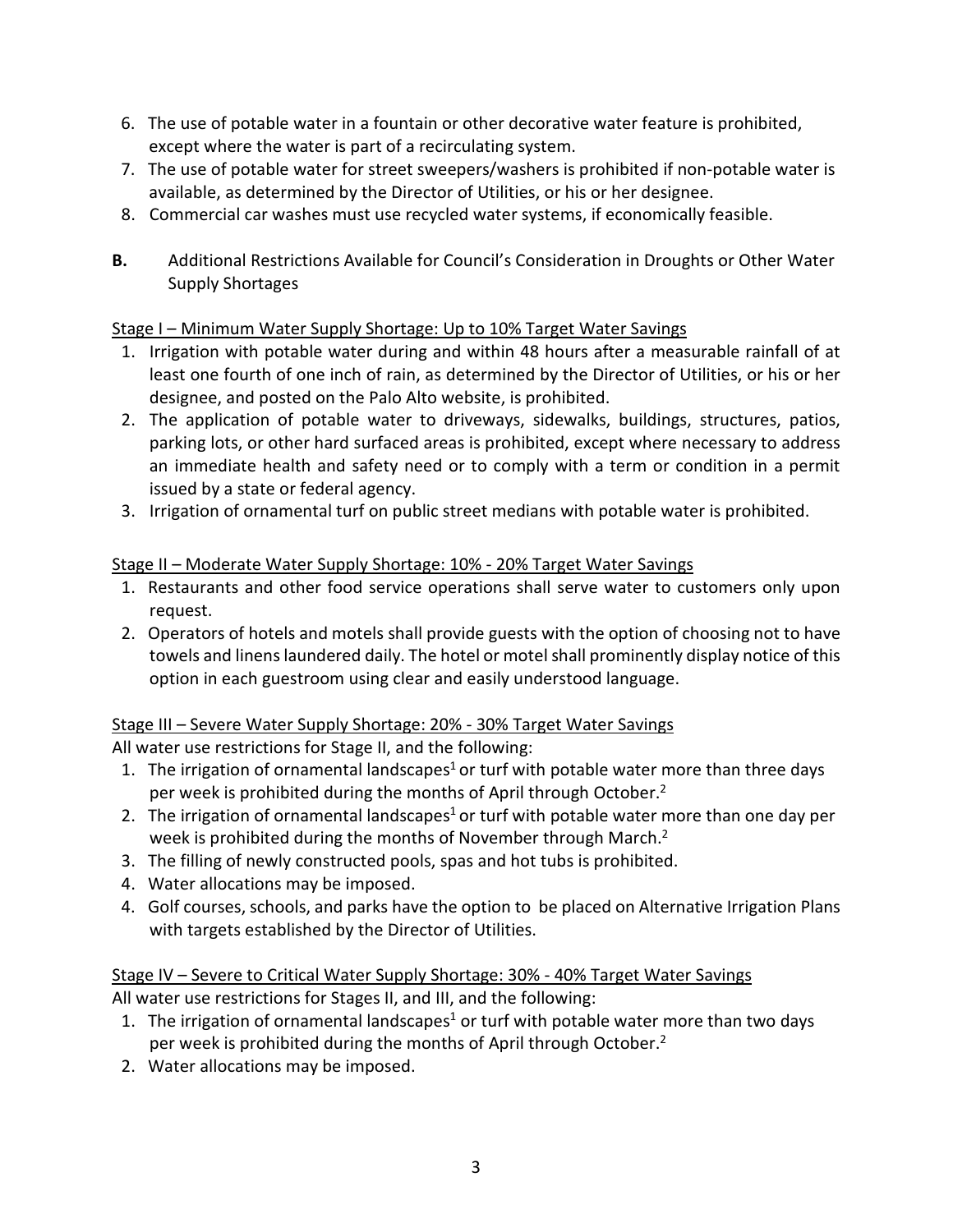6. The use of potable water in a fountain or other decorative water feature is prohibited, except where the water is part of a recirculating system.
7. The use of potable water for street sweepers/washers is prohibited if non-potable water is available, as determined by the Director of Utilities, or his or her designee.
8. Commercial car washes must use recycled water systems, if economically feasible.

**B.** Additional Restrictions Available for Council's Consideration in Droughts or Other Water Supply Shortages

<u>Stage I – Minimum Water Supply Shortage: Up to 10% Target Water Savings</u>

1. Irrigation with potable water during and within 48 hours after a measurable rainfall of at least one fourth of one inch of rain, as determined by the Director of Utilities, or his or her designee, and posted on the Palo Alto website, is prohibited.
2. The application of potable water to driveways, sidewalks, buildings, structures, patios, parking lots, or other hard surfaced areas is prohibited, except where necessary to address an immediate health and safety need or to comply with a term or condition in a permit issued by a state or federal agency.
3. Irrigation of ornamental turf on public street medians with potable water is prohibited.

<u>Stage II – Moderate Water Supply Shortage: 10% - 20% Target Water Savings</u>

1. Restaurants and other food service operations shall serve water to customers only upon request.
2. Operators of hotels and motels shall provide guests with the option of choosing not to have towels and linens laundered daily. The hotel or motel shall prominently display notice of this option in each guestroom using clear and easily understood language.

<u>Stage III – Severe Water Supply Shortage: 20% - 30% Target Water Savings</u>

All water use restrictions for Stage II, and the following:

1. The irrigation of ornamental landscapes[1] or turf with potable water more than three days per week is prohibited during the months of April through October.[2]
2. The irrigation of ornamental landscapes[1] or turf with potable water more than one day per week is prohibited during the months of November through March.[2]
3. The filling of newly constructed pools, spas and hot tubs is prohibited.
4. Water allocations may be imposed.
4. Golf courses, schools, and parks have the option to be placed on Alternative Irrigation Plans with targets established by the Director of Utilities.

<u>Stage IV – Severe to Critical Water Supply Shortage: 30% - 40% Target Water Savings</u>

All water use restrictions for Stages II, and III, and the following:

1. The irrigation of ornamental landscapes[1] or turf with potable water more than two days per week is prohibited during the months of April through October.[2]
2. Water allocations may be imposed.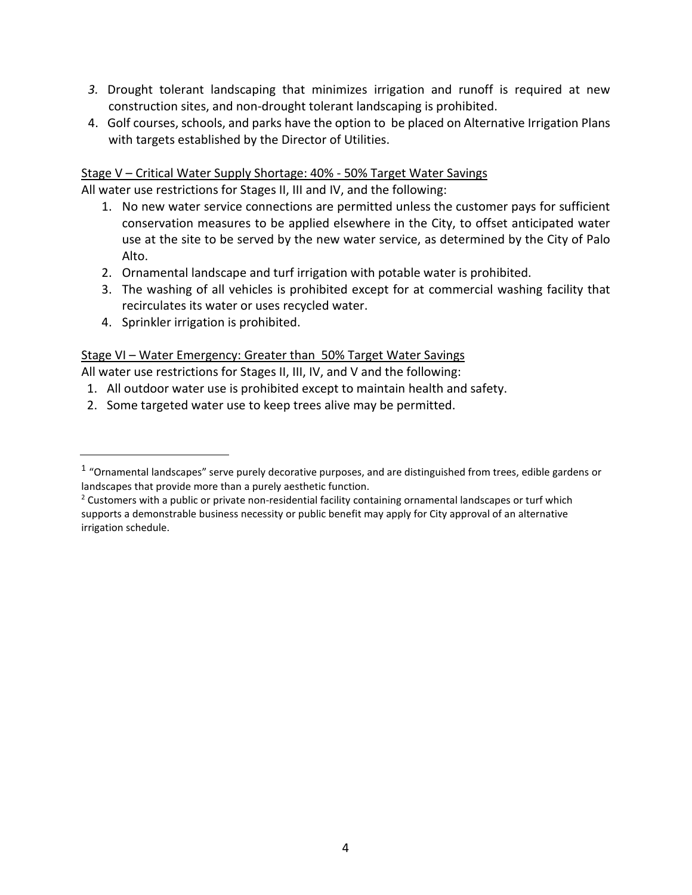3. Drought tolerant landscaping that minimizes irrigation and runoff is required at new construction sites, and non-drought tolerant landscaping is prohibited.
4. Golf courses, schools, and parks have the option to be placed on Alternative Irrigation Plans with targets established by the Director of Utilities.

<u>Stage V – Critical Water Supply Shortage: 40% - 50% Target Water Savings</u>

All water use restrictions for Stages II, III and IV, and the following:

1. No new water service connections are permitted unless the customer pays for sufficient conservation measures to be applied elsewhere in the City, to offset anticipated water use at the site to be served by the new water service, as determined by the City of Palo Alto.
2. Ornamental landscape and turf irrigation with potable water is prohibited.
3. The washing of all vehicles is prohibited except for at commercial washing facility that recirculates its water or uses recycled water.
4. Sprinkler irrigation is prohibited.

<u>Stage VI – Water Emergency: Greater than 50% Target Water Savings</u>

All water use restrictions for Stages II, III, IV, and V and the following:

1. All outdoor water use is prohibited except to maintain health and safety.
2. Some targeted water use to keep trees alive may be permitted.

---

[1] "Ornamental landscapes" serve purely decorative purposes, and are distinguished from trees, edible gardens or landscapes that provide more than a purely aesthetic function.

[2] Customers with a public or private non-residential facility containing ornamental landscapes or turf which supports a demonstrable business necessity or public benefit may apply for City approval of an alternative irrigation schedule.